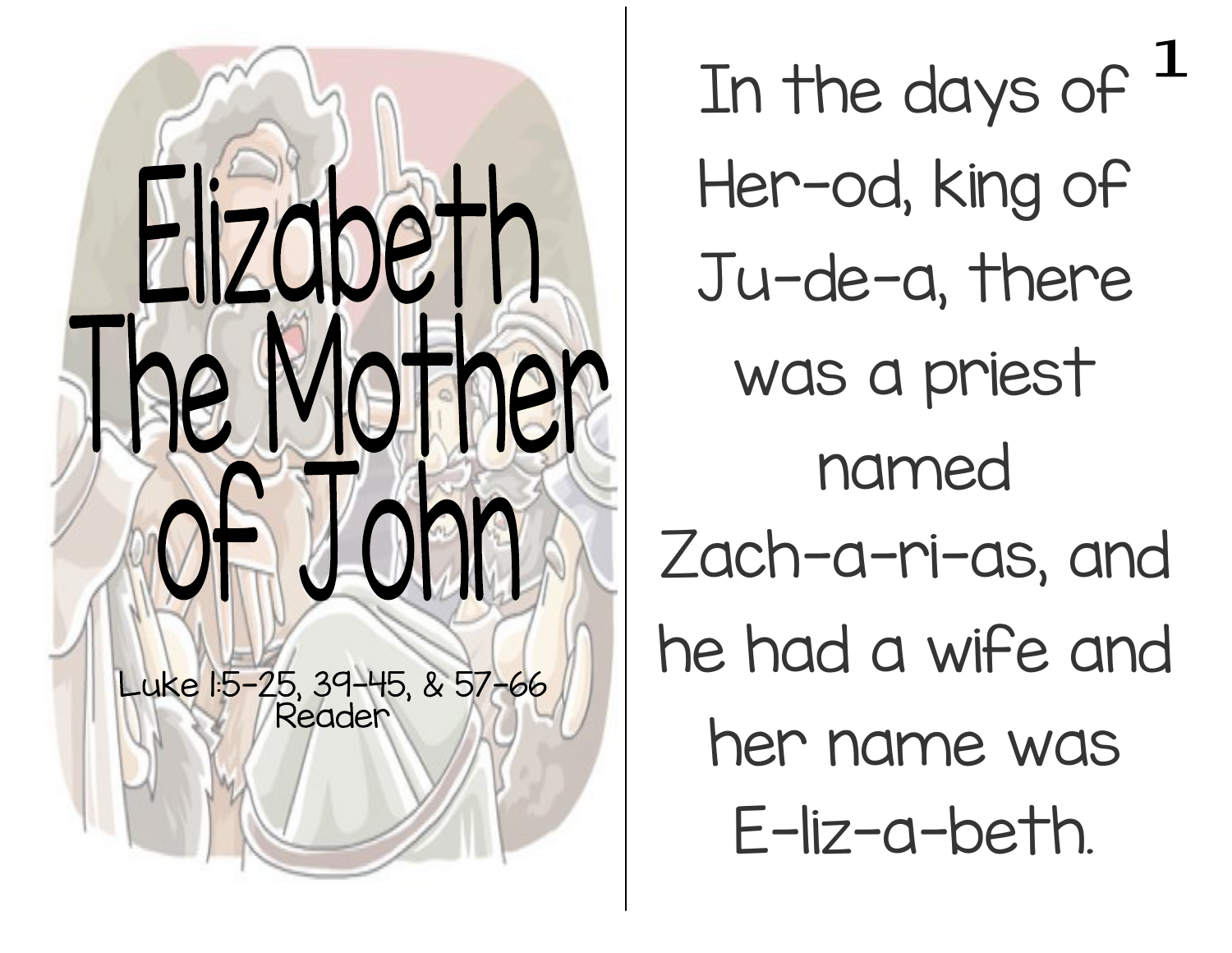# Elizabeth The Mother of John

Luke 1:5-25, 39-45, & 57-66
Reader

In the days of Her-od, king of Ju-de-a, there was a priest named Zach-a-ri-as, and he had a wife and her name was E-liz-a-beth.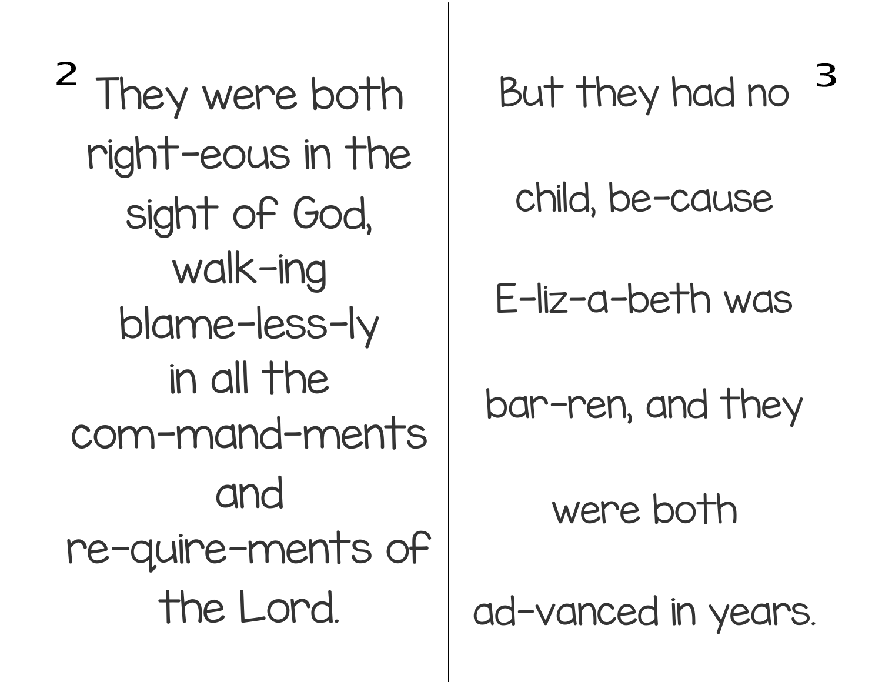2 They were both right-eous in the sight of God, walk-ing blame-less-ly in all the com-mand-ments and re-quire-ments of the Lord.

3 But they had no child, be-cause E-liz-a-beth was bar-ren, and they were both ad-vanced in years.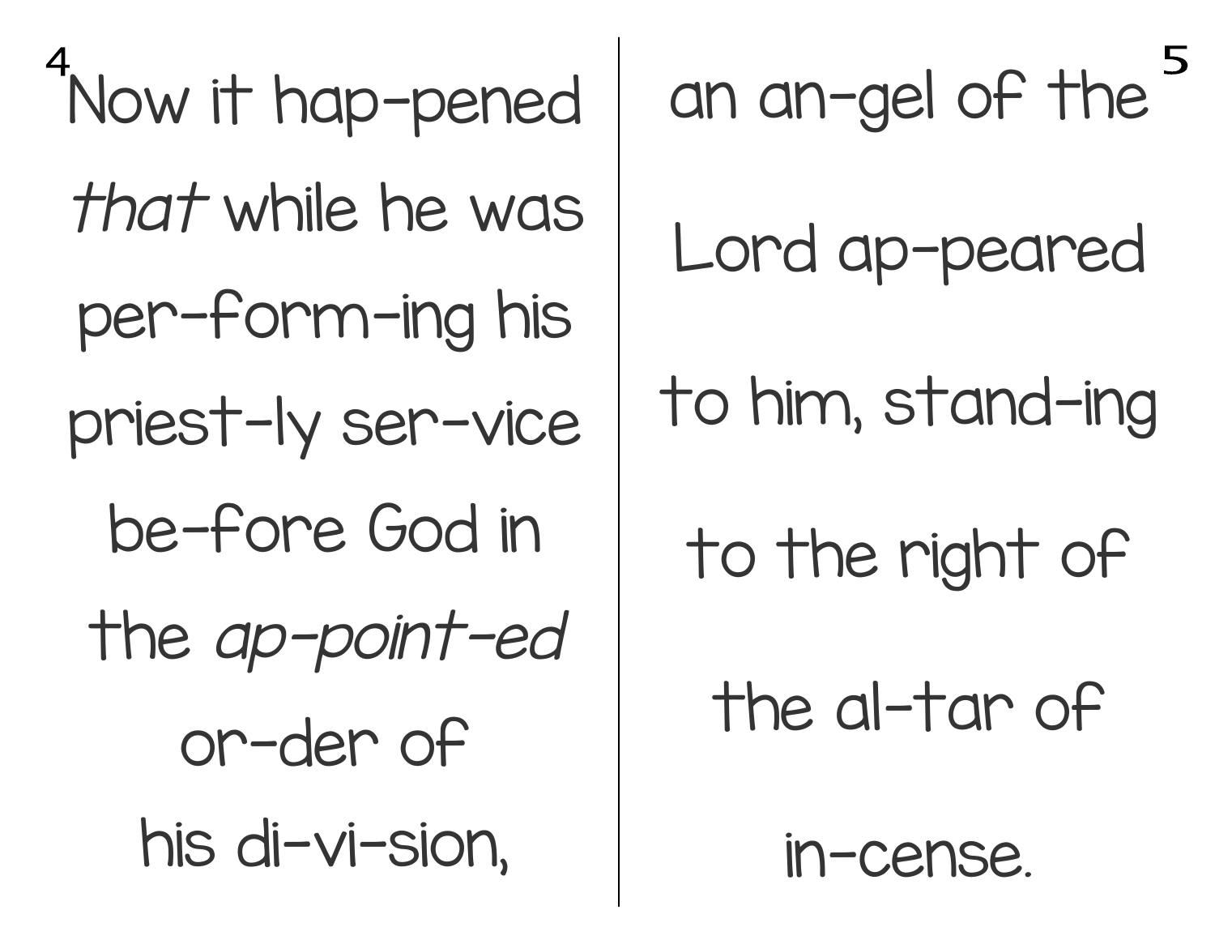Now it hap-pened *that* while he was per-form-ing his priest-ly ser-vice be-fore God in the *ap-point-ed* or-der of his di-vi-sion,

an an-gel of the Lord ap-peared to him, stand-ing to the right of the al-tar of in-cense.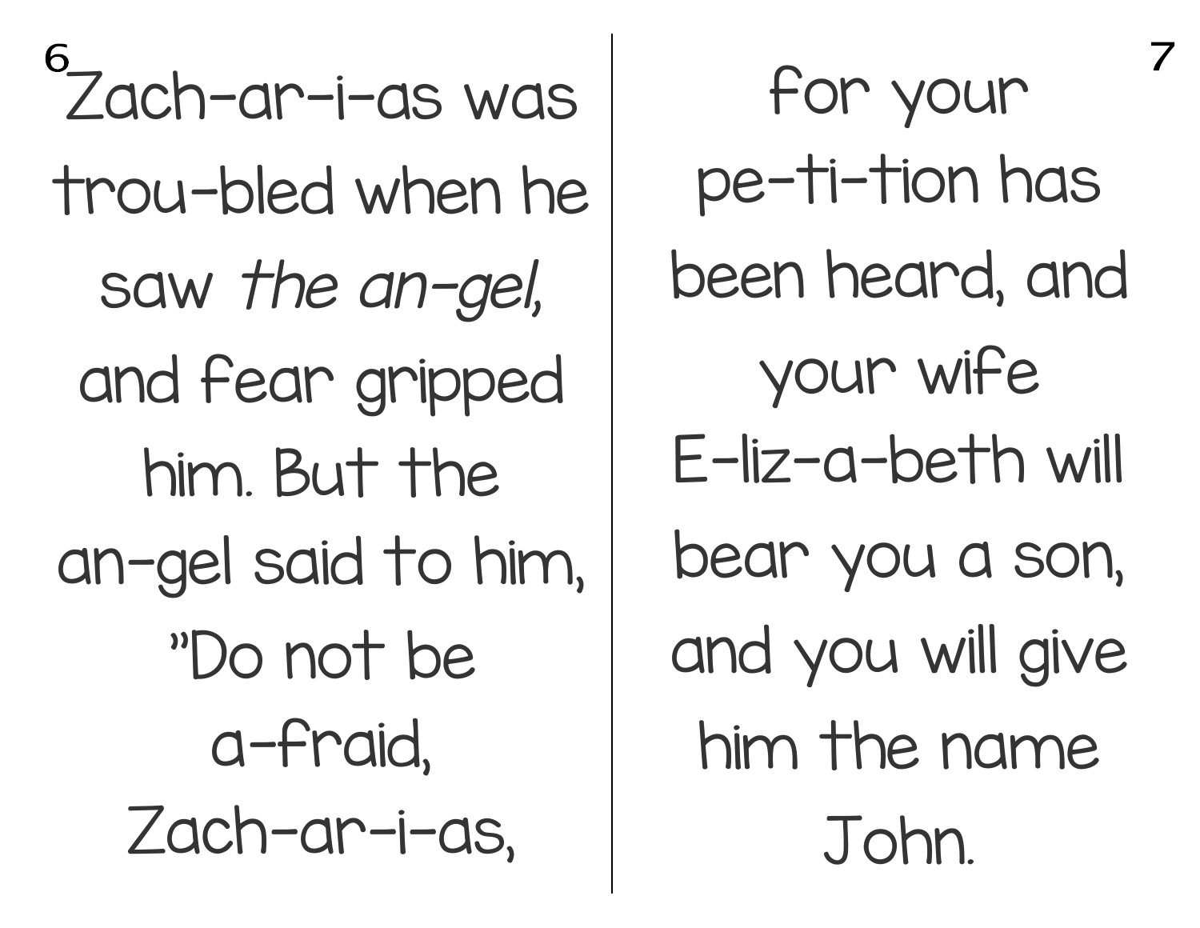Zach-ar-i-as was trou-bled when he saw *the an-gel*, and fear gripped him. But the an-gel said to him, "Do not be a-fraid, Zach-ar-i-as,

for your pe-ti-tion has been heard, and your wife E-liz-a-beth will bear you a son, and you will give him the name John.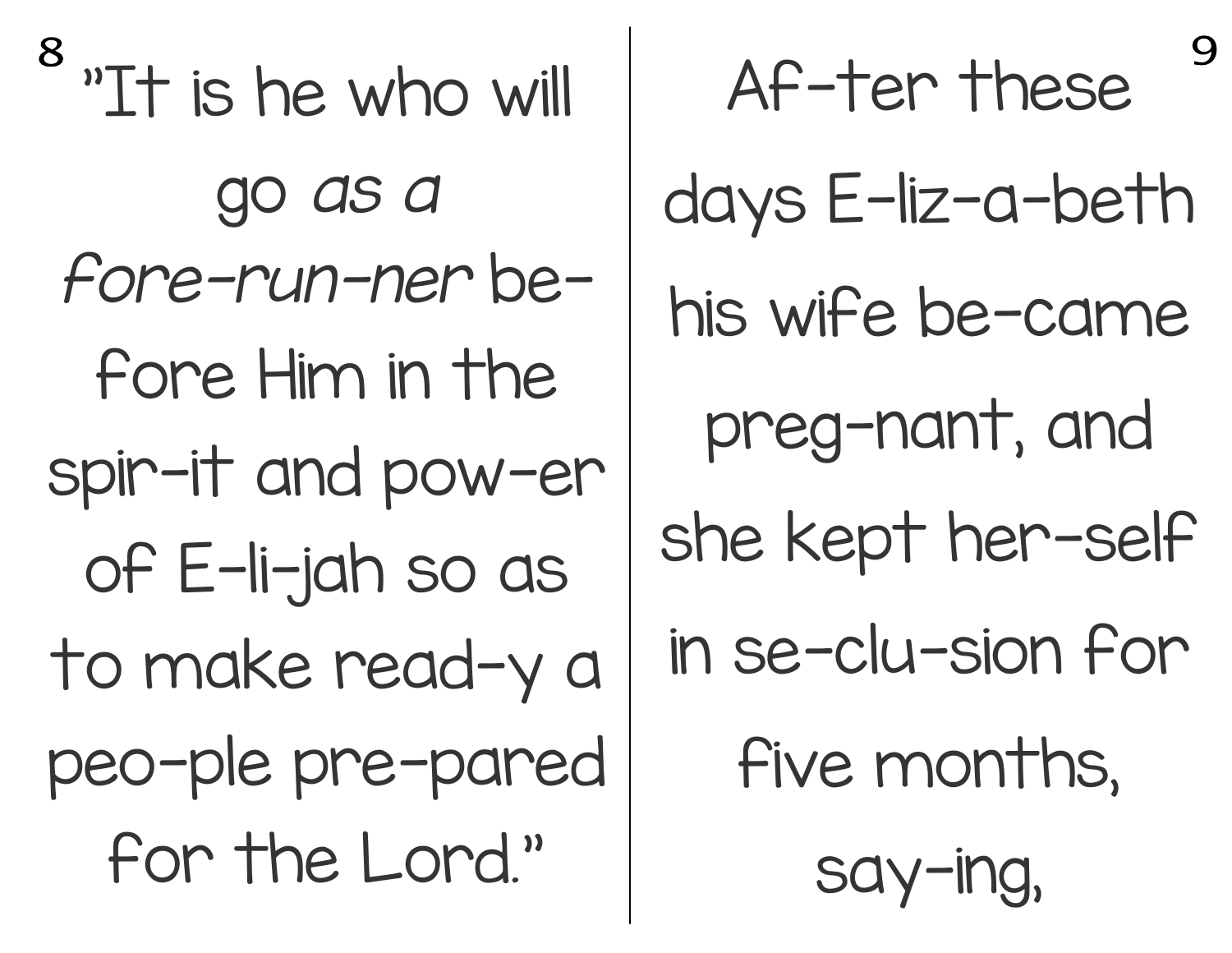"It is he who will go *as a fore-run-ner* be-fore Him in the spir-it and pow-er of E-li-jah so as to make read-y a peo-ple pre-pared for the Lord."

Af-ter these days E-liz-a-beth his wife be-came preg-nant, and she kept her-self in se-clu-sion for five months, say-ing,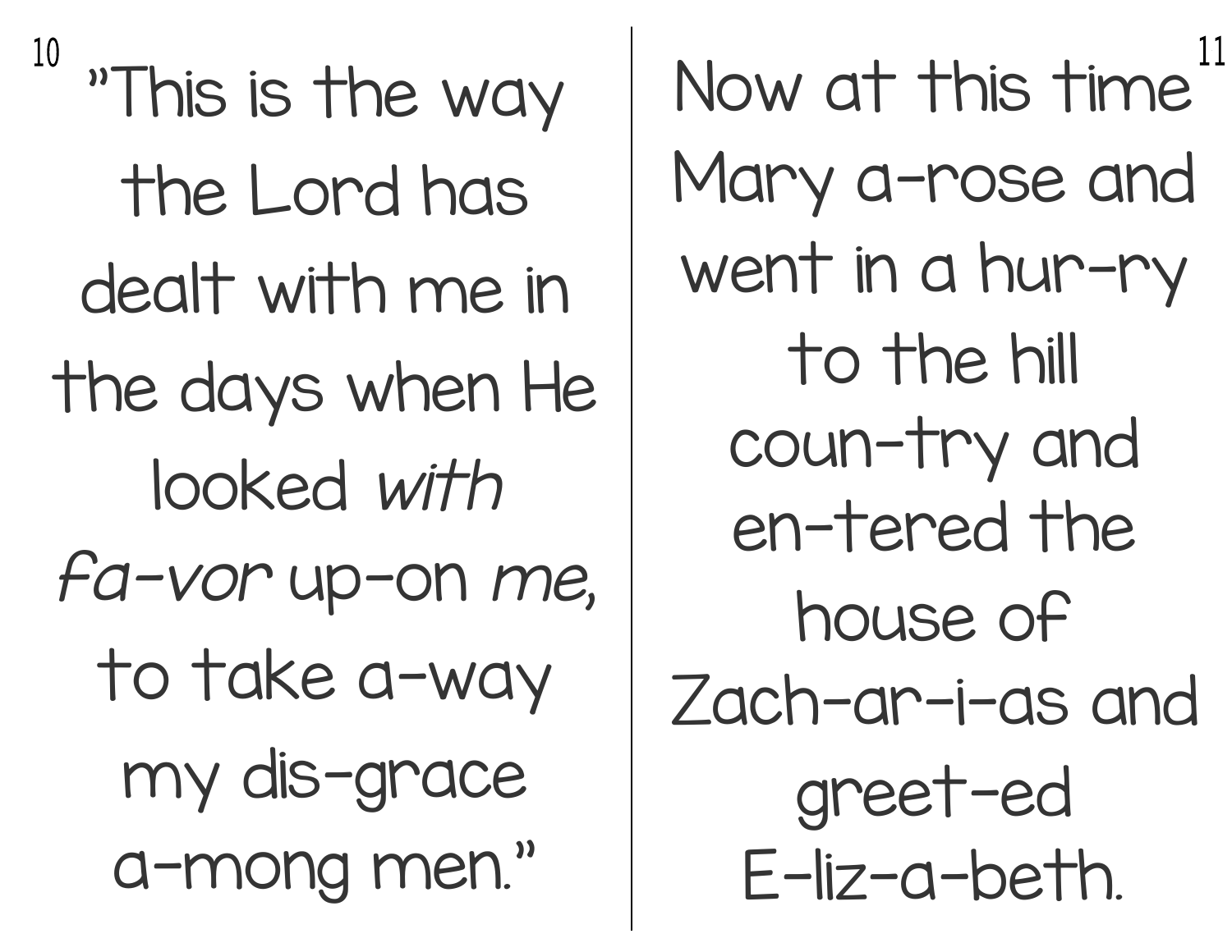"This is the way the Lord has dealt with me in the days when He looked *with fa-vor* up-on *me,* to take a-way my dis-grace a-mong men."

Now at this time Mary a-rose and went in a hur-ry to the hill coun-try and en-tered the house of Zach-ar-i-as and greet-ed E-liz-a-beth.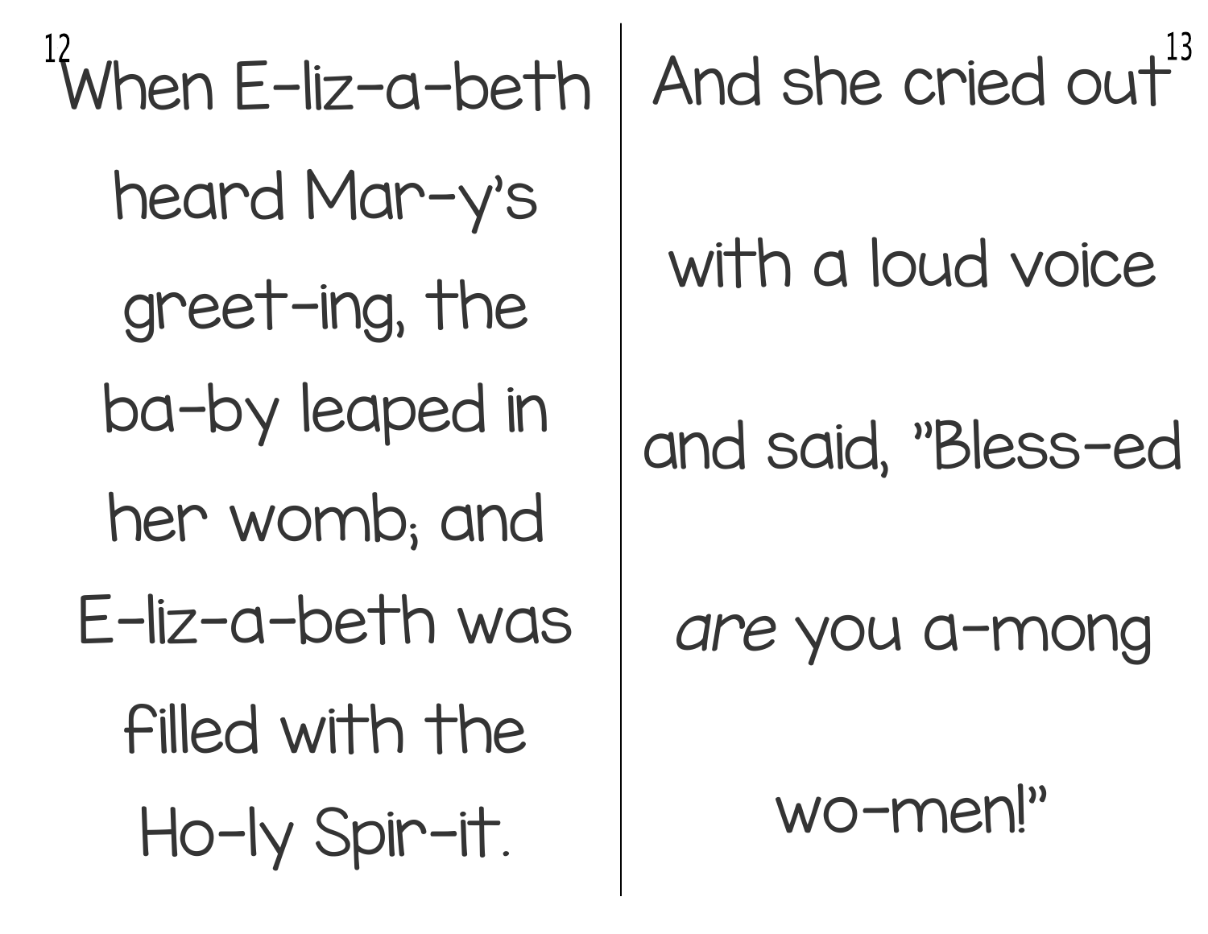When E-liz-a-beth heard Mar-y's greet-ing, the ba-by leaped in her womb; and E-liz-a-beth was filled with the Ho-ly Spir-it.

And she cried out with a loud voice and said, "Bless-ed *are* you a-mong wo-men!"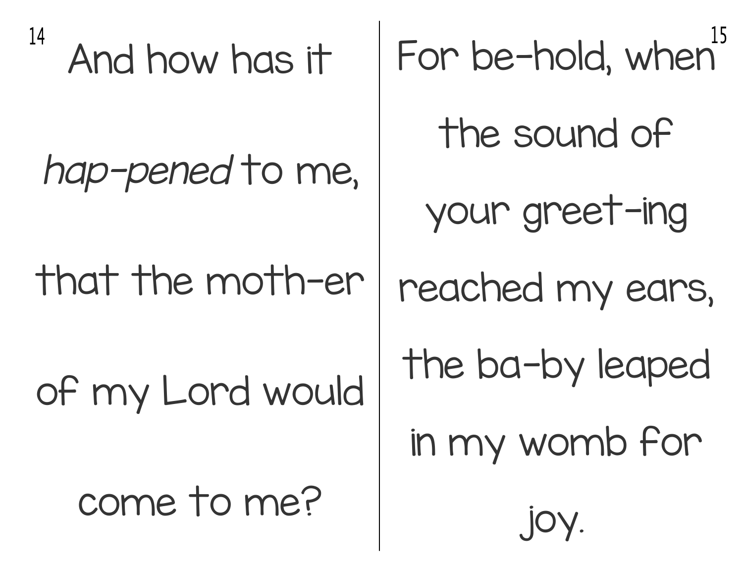And how has it

*hap-pened* to me,

that the moth-er

of my Lord would

come to me?

For be-hold, when

the sound of

your greet-ing

reached my ears,

the ba-by leaped

in my womb for

joy.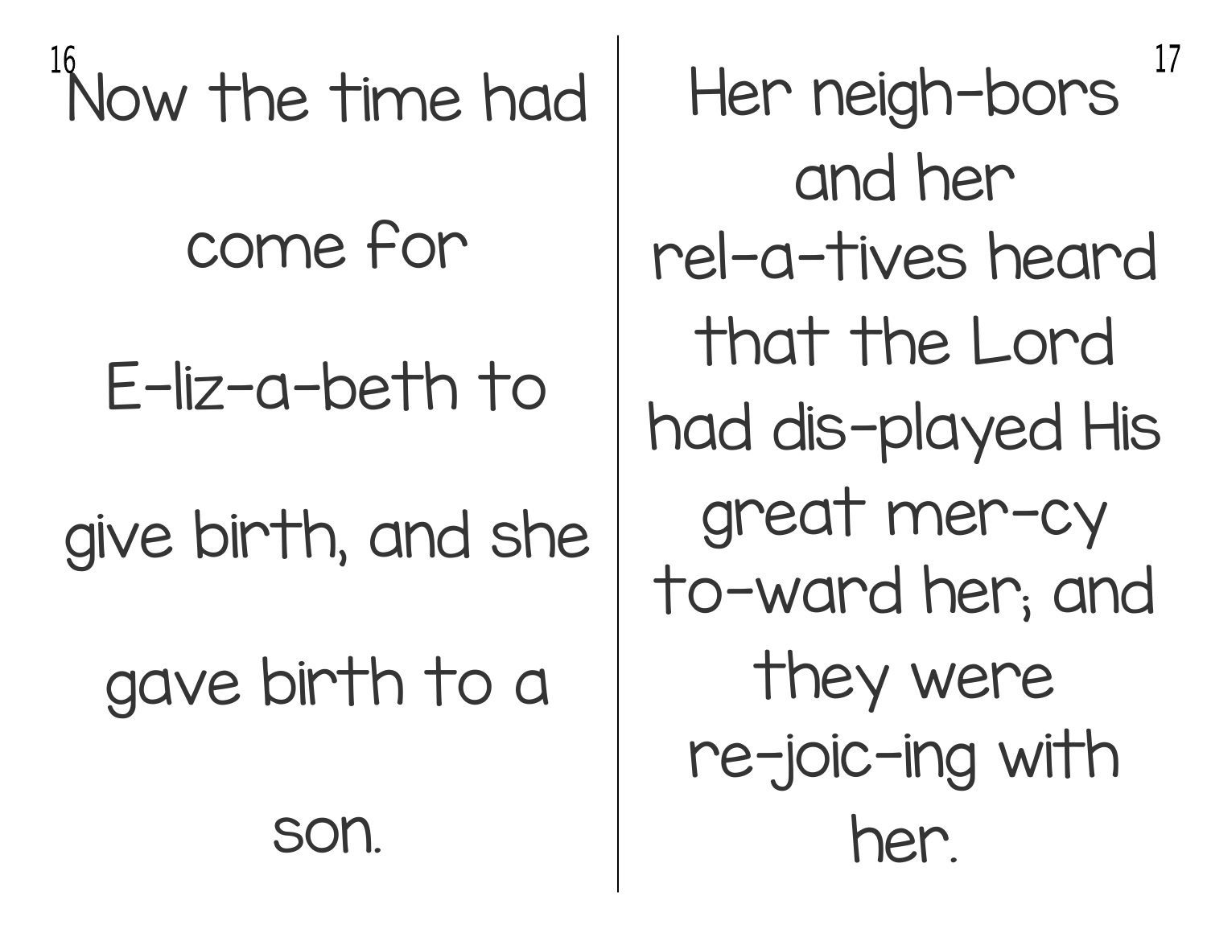Now the time had

come for

E-liz-a-beth to

give birth, and she

gave birth to a

son.

Her neigh-bors
and her
rel-a-tives heard
that the Lord
had dis-played His
great mer-cy
to-ward her; and
they were
re-joic-ing with
her.